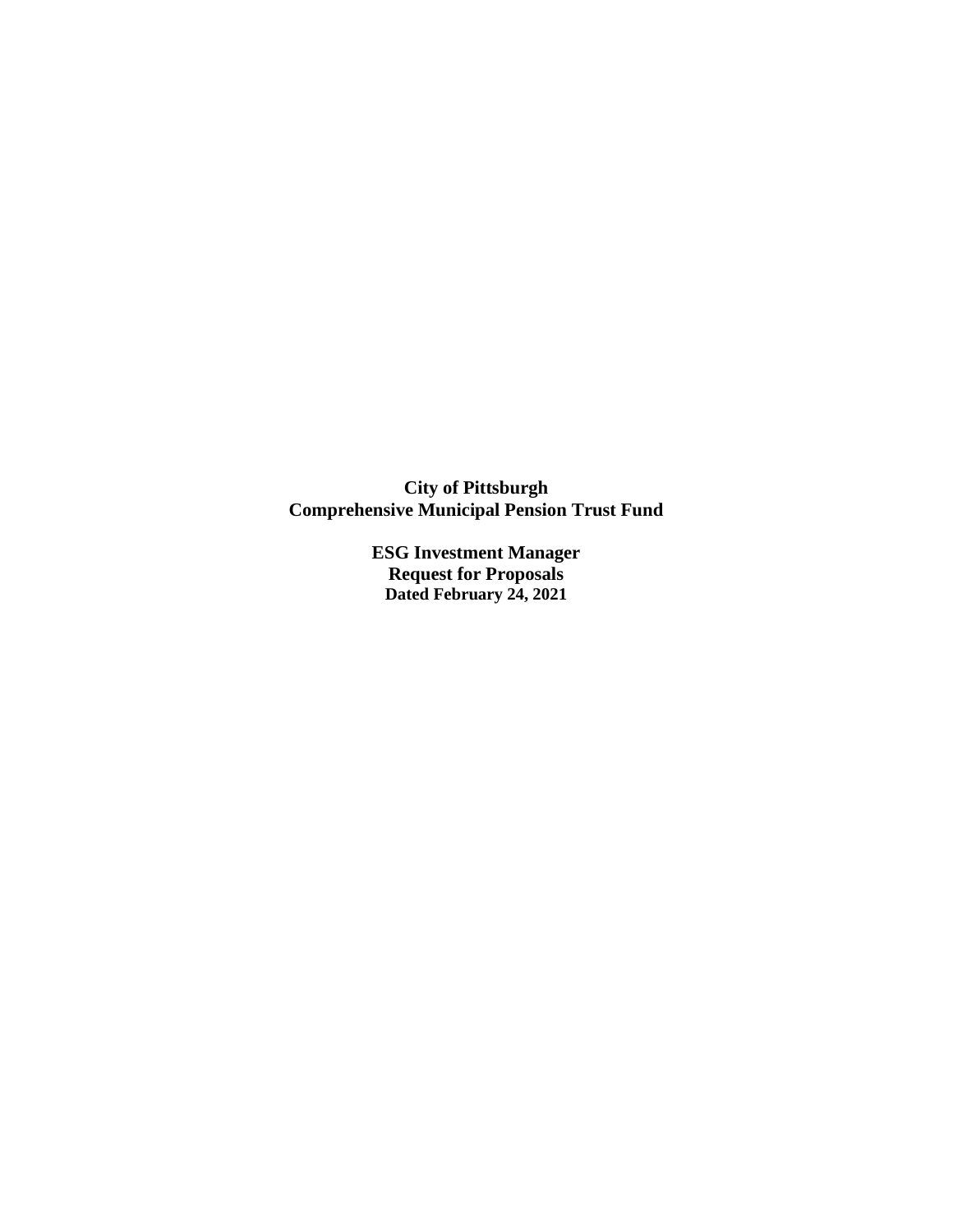**City of Pittsburgh**
**Comprehensive Municipal Pension Trust Fund**

**ESG Investment Manager**
**Request for Proposals**
**Dated February 24, 2021**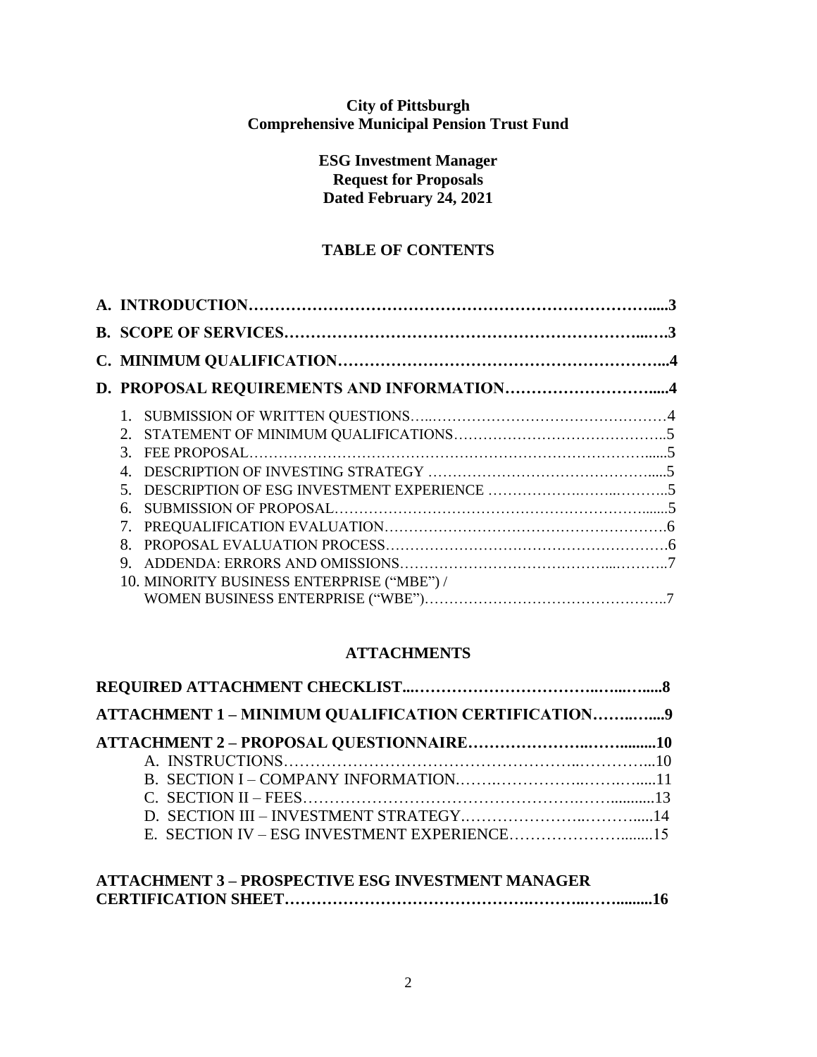**City of Pittsburgh**
**Comprehensive Municipal Pension Trust Fund**

**ESG Investment Manager**
**Request for Proposals**
**Dated February 24, 2021**

## TABLE OF CONTENTS

**A. INTRODUCTION……………………………………………………………….....3**

**B. SCOPE OF SERVICES………………………………………………………..….3**

**C. MINIMUM QUALIFICATION…………………………………………………...4**

**D. PROPOSAL REQUIREMENTS AND INFORMATION……………………….....4**

1. SUBMISSION OF WRITTEN QUESTIONS…..…………………………………………4
2. STATEMENT OF MINIMUM QUALIFICATIONS……………………………………..5
3. FEE PROPOSAL……………………………………………………………………......5
4. DESCRIPTION OF INVESTING STRATEGY ……………………………………….....5
5. DESCRIPTION OF ESG INVESTMENT EXPERIENCE ……………….……..………..5
6. SUBMISSION OF PROPOSAL……………………………………………………….......5
7. PREQUALIFICATION EVALUATION…………………………………………………6
8. PROPOSAL EVALUATION PROCESS…………………………………………………6
9. ADDENDA: ERRORS AND OMISSIONS…………………………………...………..7
10. MINORITY BUSINESS ENTERPRISE ("MBE") / WOMEN BUSINESS ENTERPRISE ("WBE")…………………………………………..7

## ATTACHMENTS

**REQUIRED ATTACHMENT CHECKLIST...………………………….…..…....8**

**ATTACHMENT 1 – MINIMUM QUALIFICATION CERTIFICATION……..…...9**

**ATTACHMENT 2 – PROPOSAL QUESTIONNAIRE………………..…….........10**

A. INSTRUCTIONS……………………………………………..…………...10
B. SECTION I – COMPANY INFORMATION.…….……………..……….....11
C. SECTION II – FEES……………………………………………..…...........13
D. SECTION III – INVESTMENT STRATEGY.…………………..……….....14
E. SECTION IV – ESG INVESTMENT EXPERIENCE……………………........15

**ATTACHMENT 3 – PROSPECTIVE ESG INVESTMENT MANAGER CERTIFICATION SHEET…………………………………….………..……........16**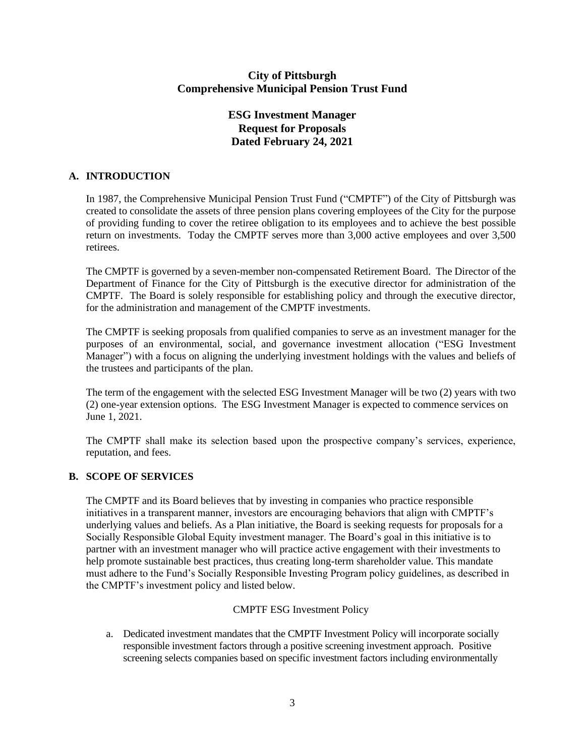# City of Pittsburgh
# Comprehensive Municipal Pension Trust Fund

## ESG Investment Manager
## Request for Proposals
## Dated February 24, 2021

### A. INTRODUCTION

In 1987, the Comprehensive Municipal Pension Trust Fund ("CMPTF") of the City of Pittsburgh was created to consolidate the assets of three pension plans covering employees of the City for the purpose of providing funding to cover the retiree obligation to its employees and to achieve the best possible return on investments. Today the CMPTF serves more than 3,000 active employees and over 3,500 retirees.

The CMPTF is governed by a seven-member non-compensated Retirement Board. The Director of the Department of Finance for the City of Pittsburgh is the executive director for administration of the CMPTF. The Board is solely responsible for establishing policy and through the executive director, for the administration and management of the CMPTF investments.

The CMPTF is seeking proposals from qualified companies to serve as an investment manager for the purposes of an environmental, social, and governance investment allocation ("ESG Investment Manager") with a focus on aligning the underlying investment holdings with the values and beliefs of the trustees and participants of the plan.

The term of the engagement with the selected ESG Investment Manager will be two (2) years with two (2) one-year extension options. The ESG Investment Manager is expected to commence services on June 1, 2021.

The CMPTF shall make its selection based upon the prospective company's services, experience, reputation, and fees.

### B. SCOPE OF SERVICES

The CMPTF and its Board believes that by investing in companies who practice responsible initiatives in a transparent manner, investors are encouraging behaviors that align with CMPTF's underlying values and beliefs. As a Plan initiative, the Board is seeking requests for proposals for a Socially Responsible Global Equity investment manager. The Board's goal in this initiative is to partner with an investment manager who will practice active engagement with their investments to help promote sustainable best practices, thus creating long-term shareholder value. This mandate must adhere to the Fund's Socially Responsible Investing Program policy guidelines, as described in the CMPTF's investment policy and listed below.

CMPTF ESG Investment Policy

a. Dedicated investment mandates that the CMPTF Investment Policy will incorporate socially responsible investment factors through a positive screening investment approach. Positive screening selects companies based on specific investment factors including environmentally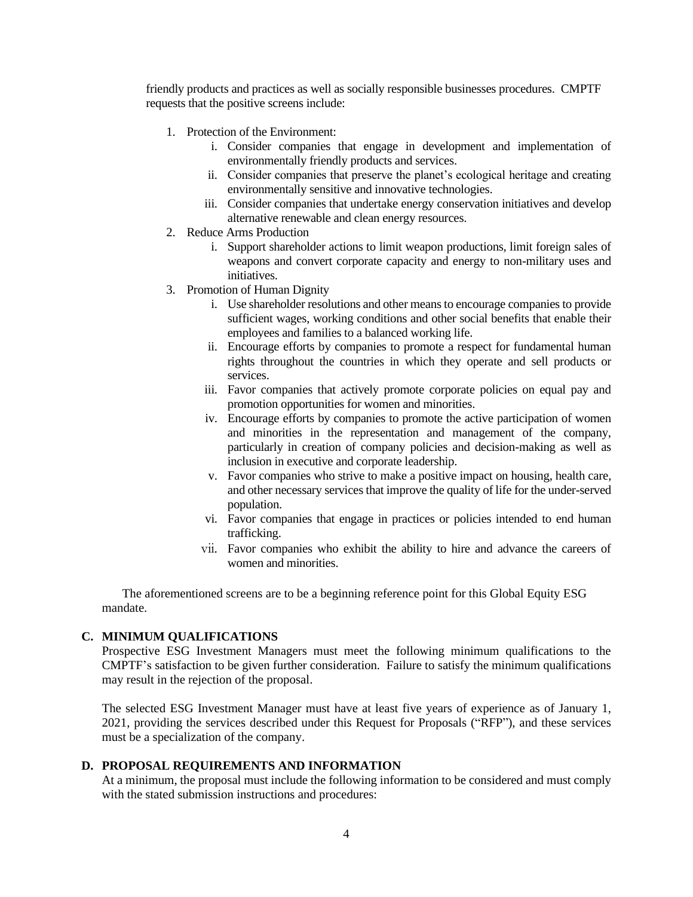friendly products and practices as well as socially responsible businesses procedures. CMPTF requests that the positive screens include:

1. Protection of the Environment:
    i. Consider companies that engage in development and implementation of environmentally friendly products and services.
    ii. Consider companies that preserve the planet's ecological heritage and creating environmentally sensitive and innovative technologies.
    iii. Consider companies that undertake energy conservation initiatives and develop alternative renewable and clean energy resources.
2. Reduce Arms Production
    i. Support shareholder actions to limit weapon productions, limit foreign sales of weapons and convert corporate capacity and energy to non-military uses and initiatives.
3. Promotion of Human Dignity
    i. Use shareholder resolutions and other means to encourage companies to provide sufficient wages, working conditions and other social benefits that enable their employees and families to a balanced working life.
    ii. Encourage efforts by companies to promote a respect for fundamental human rights throughout the countries in which they operate and sell products or services.
    iii. Favor companies that actively promote corporate policies on equal pay and promotion opportunities for women and minorities.
    iv. Encourage efforts by companies to promote the active participation of women and minorities in the representation and management of the company, particularly in creation of company policies and decision-making as well as inclusion in executive and corporate leadership.
    v. Favor companies who strive to make a positive impact on housing, health care, and other necessary services that improve the quality of life for the under-served population.
    vi. Favor companies that engage in practices or policies intended to end human trafficking.
    vii. Favor companies who exhibit the ability to hire and advance the careers of women and minorities.

The aforementioned screens are to be a beginning reference point for this Global Equity ESG mandate.

### C. MINIMUM QUALIFICATIONS

Prospective ESG Investment Managers must meet the following minimum qualifications to the CMPTF's satisfaction to be given further consideration. Failure to satisfy the minimum qualifications may result in the rejection of the proposal.

The selected ESG Investment Manager must have at least five years of experience as of January 1, 2021, providing the services described under this Request for Proposals ("RFP"), and these services must be a specialization of the company.

### D. PROPOSAL REQUIREMENTS AND INFORMATION

At a minimum, the proposal must include the following information to be considered and must comply with the stated submission instructions and procedures: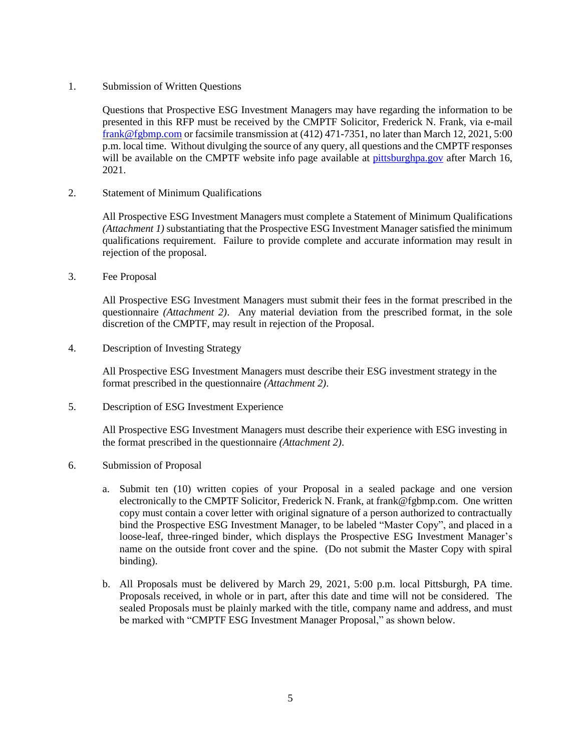1. Submission of Written Questions

   Questions that Prospective ESG Investment Managers may have regarding the information to be presented in this RFP must be received by the CMPTF Solicitor, Frederick N. Frank, via e-mail [frank@fgbmp.com](mailto:frank@fgbmp.com) or facsimile transmission at (412) 471-7351, no later than March 12, 2021, 5:00 p.m. local time. Without divulging the source of any query, all questions and the CMPTF responses will be available on the CMPTF website info page available at [pittsburghpa.gov](http://pittsburghpa.gov) after March 16, 2021.

2. Statement of Minimum Qualifications

   All Prospective ESG Investment Managers must complete a Statement of Minimum Qualifications *(Attachment 1)* substantiating that the Prospective ESG Investment Manager satisfied the minimum qualifications requirement. Failure to provide complete and accurate information may result in rejection of the proposal.

3. Fee Proposal

   All Prospective ESG Investment Managers must submit their fees in the format prescribed in the questionnaire *(Attachment 2)*. Any material deviation from the prescribed format, in the sole discretion of the CMPTF, may result in rejection of the Proposal.

4. Description of Investing Strategy

   All Prospective ESG Investment Managers must describe their ESG investment strategy in the format prescribed in the questionnaire *(Attachment 2)*.

5. Description of ESG Investment Experience

   All Prospective ESG Investment Managers must describe their experience with ESG investing in the format prescribed in the questionnaire *(Attachment 2)*.

6. Submission of Proposal

   a. Submit ten (10) written copies of your Proposal in a sealed package and one version electronically to the CMPTF Solicitor, Frederick N. Frank, at frank@fgbmp.com. One written copy must contain a cover letter with original signature of a person authorized to contractually bind the Prospective ESG Investment Manager, to be labeled "Master Copy", and placed in a loose-leaf, three-ringed binder, which displays the Prospective ESG Investment Manager's name on the outside front cover and the spine. (Do not submit the Master Copy with spiral binding).

   b. All Proposals must be delivered by March 29, 2021, 5:00 p.m. local Pittsburgh, PA time. Proposals received, in whole or in part, after this date and time will not be considered. The sealed Proposals must be plainly marked with the title, company name and address, and must be marked with "CMPTF ESG Investment Manager Proposal," as shown below.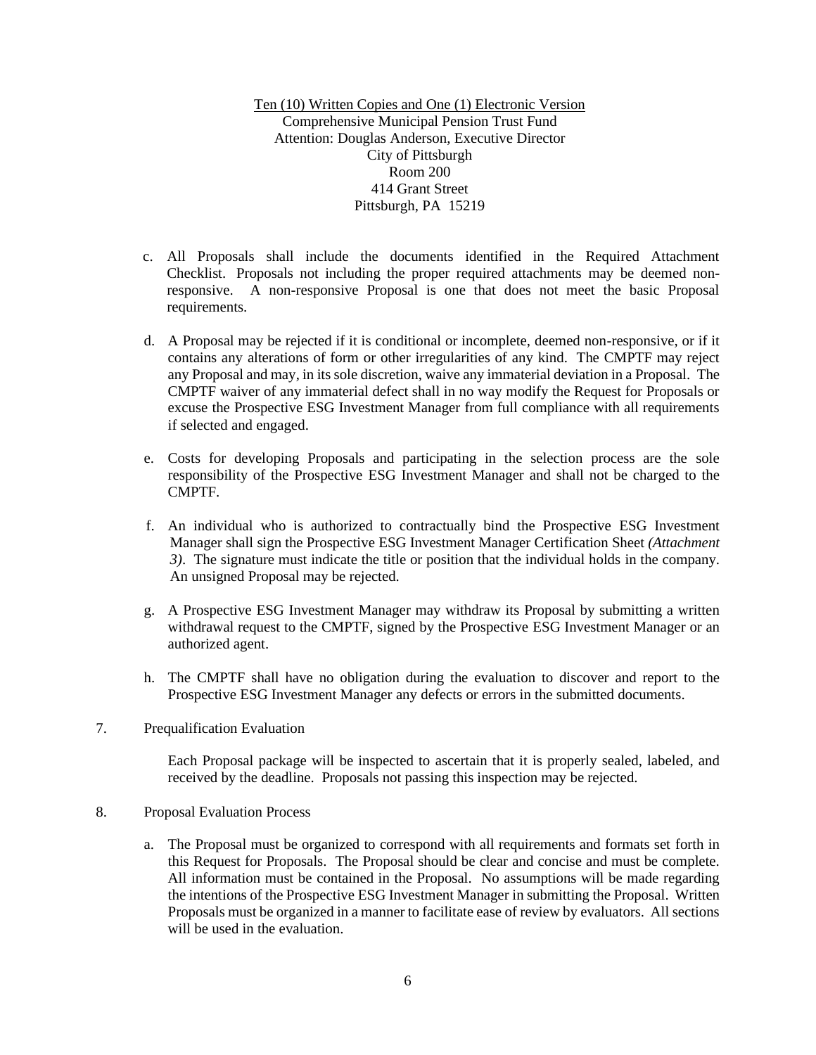<u>Ten (10) Written Copies and One (1) Electronic Version</u>
Comprehensive Municipal Pension Trust Fund
Attention: Douglas Anderson, Executive Director
City of Pittsburgh
Room 200
414 Grant Street
Pittsburgh, PA 15219

c. All Proposals shall include the documents identified in the Required Attachment Checklist. Proposals not including the proper required attachments may be deemed non-responsive. A non-responsive Proposal is one that does not meet the basic Proposal requirements.

d. A Proposal may be rejected if it is conditional or incomplete, deemed non-responsive, or if it contains any alterations of form or other irregularities of any kind. The CMPTF may reject any Proposal and may, in its sole discretion, waive any immaterial deviation in a Proposal. The CMPTF waiver of any immaterial defect shall in no way modify the Request for Proposals or excuse the Prospective ESG Investment Manager from full compliance with all requirements if selected and engaged.

e. Costs for developing Proposals and participating in the selection process are the sole responsibility of the Prospective ESG Investment Manager and shall not be charged to the CMPTF.

f. An individual who is authorized to contractually bind the Prospective ESG Investment Manager shall sign the Prospective ESG Investment Manager Certification Sheet *(Attachment 3)*. The signature must indicate the title or position that the individual holds in the company. An unsigned Proposal may be rejected.

g. A Prospective ESG Investment Manager may withdraw its Proposal by submitting a written withdrawal request to the CMPTF, signed by the Prospective ESG Investment Manager or an authorized agent.

h. The CMPTF shall have no obligation during the evaluation to discover and report to the Prospective ESG Investment Manager any defects or errors in the submitted documents.

7. Prequalification Evaluation

   Each Proposal package will be inspected to ascertain that it is properly sealed, labeled, and received by the deadline. Proposals not passing this inspection may be rejected.

8. Proposal Evaluation Process

   a. The Proposal must be organized to correspond with all requirements and formats set forth in this Request for Proposals. The Proposal should be clear and concise and must be complete. All information must be contained in the Proposal. No assumptions will be made regarding the intentions of the Prospective ESG Investment Manager in submitting the Proposal. Written Proposals must be organized in a manner to facilitate ease of review by evaluators. All sections will be used in the evaluation.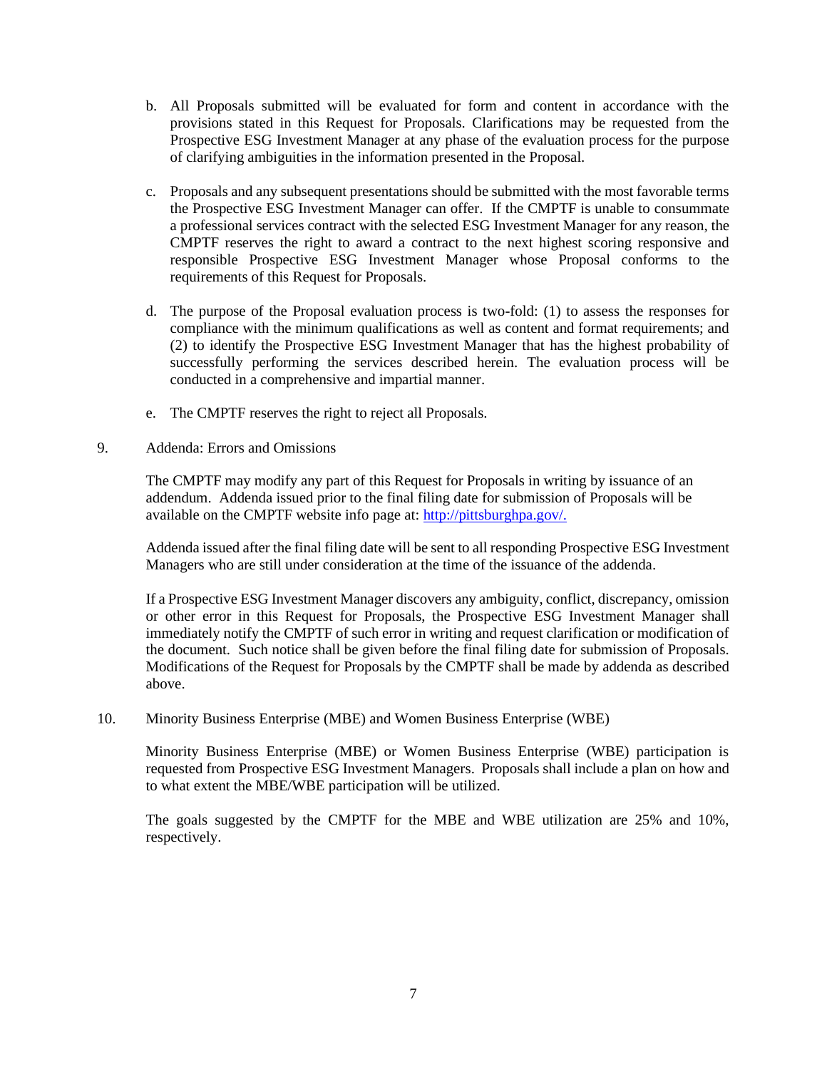b. All Proposals submitted will be evaluated for form and content in accordance with the provisions stated in this Request for Proposals. Clarifications may be requested from the Prospective ESG Investment Manager at any phase of the evaluation process for the purpose of clarifying ambiguities in the information presented in the Proposal.

c. Proposals and any subsequent presentations should be submitted with the most favorable terms the Prospective ESG Investment Manager can offer. If the CMPTF is unable to consummate a professional services contract with the selected ESG Investment Manager for any reason, the CMPTF reserves the right to award a contract to the next highest scoring responsive and responsible Prospective ESG Investment Manager whose Proposal conforms to the requirements of this Request for Proposals.

d. The purpose of the Proposal evaluation process is two-fold: (1) to assess the responses for compliance with the minimum qualifications as well as content and format requirements; and (2) to identify the Prospective ESG Investment Manager that has the highest probability of successfully performing the services described herein. The evaluation process will be conducted in a comprehensive and impartial manner.

e. The CMPTF reserves the right to reject all Proposals.

9. Addenda: Errors and Omissions

The CMPTF may modify any part of this Request for Proposals in writing by issuance of an addendum. Addenda issued prior to the final filing date for submission of Proposals will be available on the CMPTF website info page at: [http://pittsburghpa.gov/.](http://pittsburghpa.gov/)

Addenda issued after the final filing date will be sent to all responding Prospective ESG Investment Managers who are still under consideration at the time of the issuance of the addenda.

If a Prospective ESG Investment Manager discovers any ambiguity, conflict, discrepancy, omission or other error in this Request for Proposals, the Prospective ESG Investment Manager shall immediately notify the CMPTF of such error in writing and request clarification or modification of the document. Such notice shall be given before the final filing date for submission of Proposals. Modifications of the Request for Proposals by the CMPTF shall be made by addenda as described above.

10. Minority Business Enterprise (MBE) and Women Business Enterprise (WBE)

Minority Business Enterprise (MBE) or Women Business Enterprise (WBE) participation is requested from Prospective ESG Investment Managers. Proposals shall include a plan on how and to what extent the MBE/WBE participation will be utilized.

The goals suggested by the CMPTF for the MBE and WBE utilization are 25% and 10%, respectively.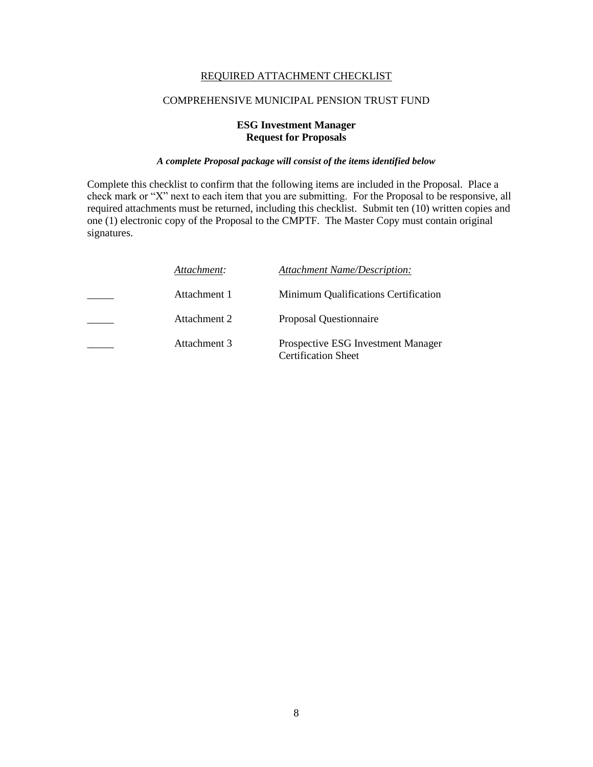## REQUIRED ATTACHMENT CHECKLIST

COMPREHENSIVE MUNICIPAL PENSION TRUST FUND

**ESG Investment Manager**
**Request for Proposals**

***A complete Proposal package will consist of the items identified below***

Complete this checklist to confirm that the following items are included in the Proposal. Place a check mark or "X" next to each item that you are submitting. For the Proposal to be responsive, all required attachments must be returned, including this checklist. Submit ten (10) written copies and one (1) electronic copy of the Proposal to the CMPTF. The Master Copy must contain original signatures.

| | *Attachment:* | *Attachment Name/Description:* |
|---|---|---|
| _____ | Attachment 1 | Minimum Qualifications Certification |
| _____ | Attachment 2 | Proposal Questionnaire |
| _____ | Attachment 3 | Prospective ESG Investment Manager Certification Sheet |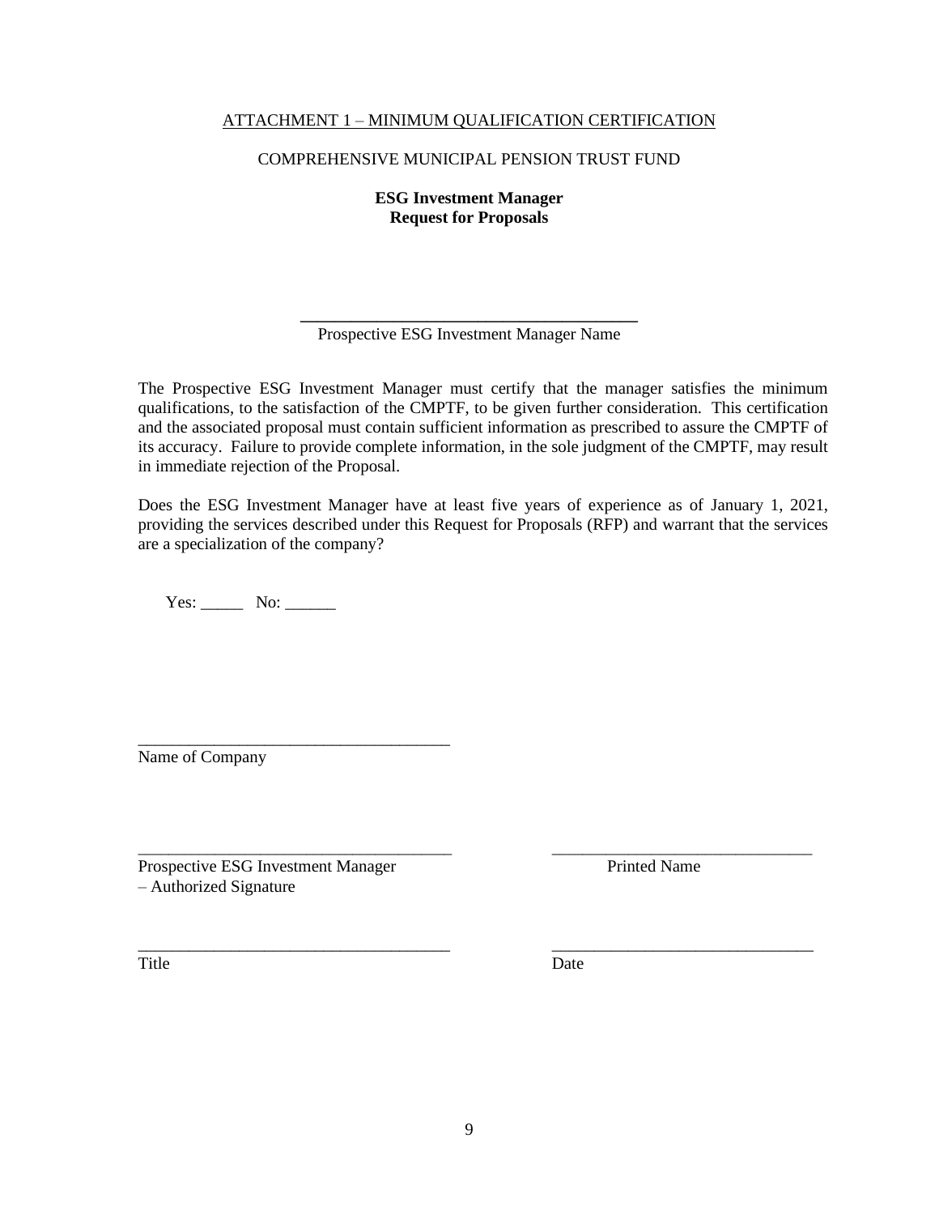ATTACHMENT 1 – MINIMUM QUALIFICATION CERTIFICATION

COMPREHENSIVE MUNICIPAL PENSION TRUST FUND

**ESG Investment Manager**
**Request for Proposals**

\_\_\_\_\_\_\_\_\_\_\_\_\_\_\_\_\_\_\_\_\_\_\_\_\_\_\_\_\_\_\_\_\_\_\_\_\_\_\_\_
Prospective ESG Investment Manager Name

The Prospective ESG Investment Manager must certify that the manager satisfies the minimum qualifications, to the satisfaction of the CMPTF, to be given further consideration. This certification and the associated proposal must contain sufficient information as prescribed to assure the CMPTF of its accuracy. Failure to provide complete information, in the sole judgment of the CMPTF, may result in immediate rejection of the Proposal.

Does the ESG Investment Manager have at least five years of experience as of January 1, 2021, providing the services described under this Request for Proposals (RFP) and warrant that the services are a specialization of the company?

Yes: \_\_\_\_\_ No: \_\_\_\_\_\_

\_\_\_\_\_\_\_\_\_\_\_\_\_\_\_\_\_\_\_\_\_\_\_\_\_\_\_\_\_\_\_\_\_\_\_\_\_\_
Name of Company

\_\_\_\_\_\_\_\_\_\_\_\_\_\_\_\_\_\_\_\_\_\_\_\_\_\_\_\_\_\_\_\_\_\_\_\_\_\_
Prospective ESG Investment Manager – Authorized Signature

\_\_\_\_\_\_\_\_\_\_\_\_\_\_\_\_\_\_\_\_\_\_\_\_\_\_\_\_\_\_\_\_
Printed Name

\_\_\_\_\_\_\_\_\_\_\_\_\_\_\_\_\_\_\_\_\_\_\_\_\_\_\_\_\_\_\_\_\_\_\_\_\_\_
Title

\_\_\_\_\_\_\_\_\_\_\_\_\_\_\_\_\_\_\_\_\_\_\_\_\_\_\_\_\_\_\_\_
Date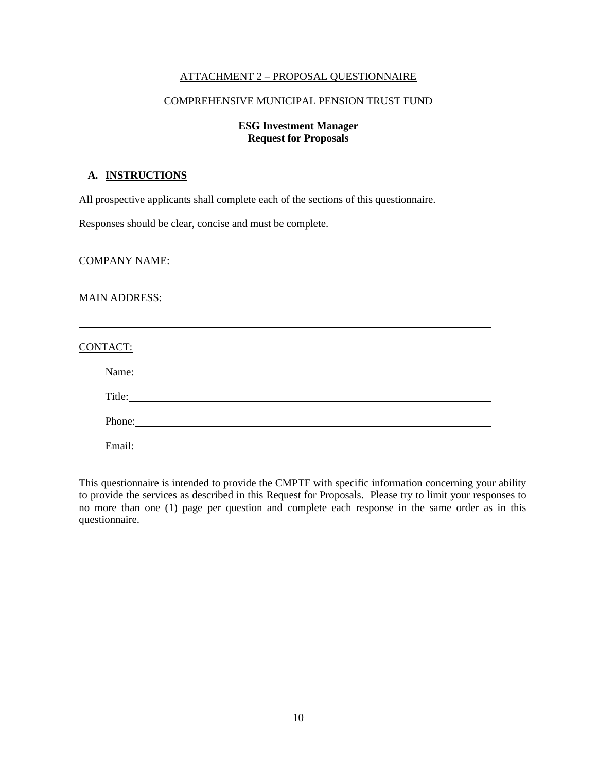ATTACHMENT 2 – PROPOSAL QUESTIONNAIRE

COMPREHENSIVE MUNICIPAL PENSION TRUST FUND

**ESG Investment Manager**
**Request for Proposals**

## A. INSTRUCTIONS

All prospective applicants shall complete each of the sections of this questionnaire.

Responses should be clear, concise and must be complete.

COMPANY NAME: ______________________________________________

MAIN ADDRESS: ______________________________________________

____________________________________________________________

CONTACT:

Name: ______________________________________________

Title: ______________________________________________

Phone: ______________________________________________

Email: ______________________________________________

This questionnaire is intended to provide the CMPTF with specific information concerning your ability to provide the services as described in this Request for Proposals. Please try to limit your responses to no more than one (1) page per question and complete each response in the same order as in this questionnaire.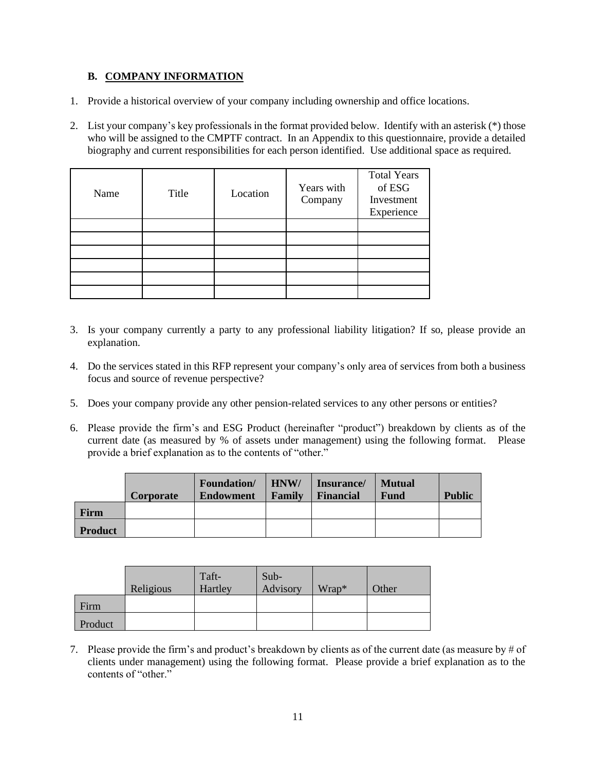## B. COMPANY INFORMATION

1. Provide a historical overview of your company including ownership and office locations.

2. List your company's key professionals in the format provided below. Identify with an asterisk (*) those who will be assigned to the CMPTF contract. In an Appendix to this questionnaire, provide a detailed biography and current responsibilities for each person identified. Use additional space as required.

| Name | Title | Location | Years with Company | Total Years of ESG Investment Experience |
|---|---|---|---|---|
| | | | | |
| | | | | |
| | | | | |
| | | | | |
| | | | | |
| | | | | |

3. Is your company currently a party to any professional liability litigation? If so, please provide an explanation.

4. Do the services stated in this RFP represent your company's only area of services from both a business focus and source of revenue perspective?

5. Does your company provide any other pension-related services to any other persons or entities?

6. Please provide the firm's and ESG Product (hereinafter "product") breakdown by clients as of the current date (as measured by % of assets under management) using the following format. Please provide a brief explanation as to the contents of "other."

| | **Corporate** | **Foundation/ Endowment** | **HNW/ Family** | **Insurance/ Financial** | **Mutual Fund** | **Public** |
|---|---|---|---|---|---|---|
| **Firm** | | | | | | |
| **Product** | | | | | | |

| | Religious | Taft-Hartley | Sub-Advisory | Wrap* | Other |
|---|---|---|---|---|---|
| Firm | | | | | |
| Product | | | | | |

7. Please provide the firm's and product's breakdown by clients as of the current date (as measure by # of clients under management) using the following format. Please provide a brief explanation as to the contents of "other."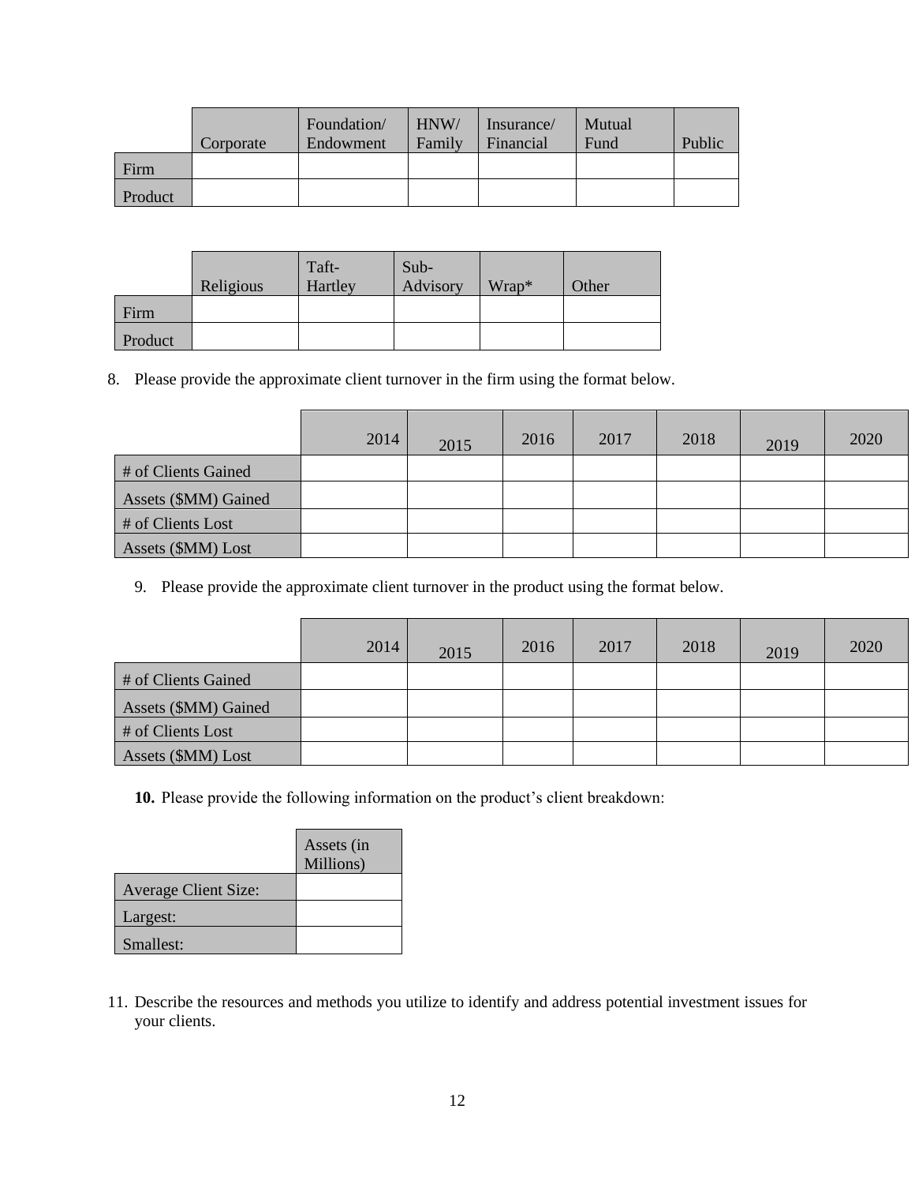| | Corporate | Foundation/ Endowment | HNW/ Family | Insurance/ Financial | Mutual Fund | Public |
|---|---|---|---|---|---|---|
| Firm | | | | | | |
| Product | | | | | | |

| | Religious | Taft-Hartley | Sub-Advisory | Wrap* | Other |
|---|---|---|---|---|---|
| Firm | | | | | |
| Product | | | | | |

8. Please provide the approximate client turnover in the firm using the format below.

| | 2014 | 2015 | 2016 | 2017 | 2018 | 2019 | 2020 |
|---|---|---|---|---|---|---|---|
| # of Clients Gained | | | | | | | |
| Assets ($MM) Gained | | | | | | | |
| # of Clients Lost | | | | | | | |
| Assets ($MM) Lost | | | | | | | |

9. Please provide the approximate client turnover in the product using the format below.

| | 2014 | 2015 | 2016 | 2017 | 2018 | 2019 | 2020 |
|---|---|---|---|---|---|---|---|
| # of Clients Gained | | | | | | | |
| Assets ($MM) Gained | | | | | | | |
| # of Clients Lost | | | | | | | |
| Assets ($MM) Lost | | | | | | | |

**10.** Please provide the following information on the product's client breakdown:

| | Assets (in Millions) |
|---|---|
| Average Client Size: | |
| Largest: | |
| Smallest: | |

11. Describe the resources and methods you utilize to identify and address potential investment issues for your clients.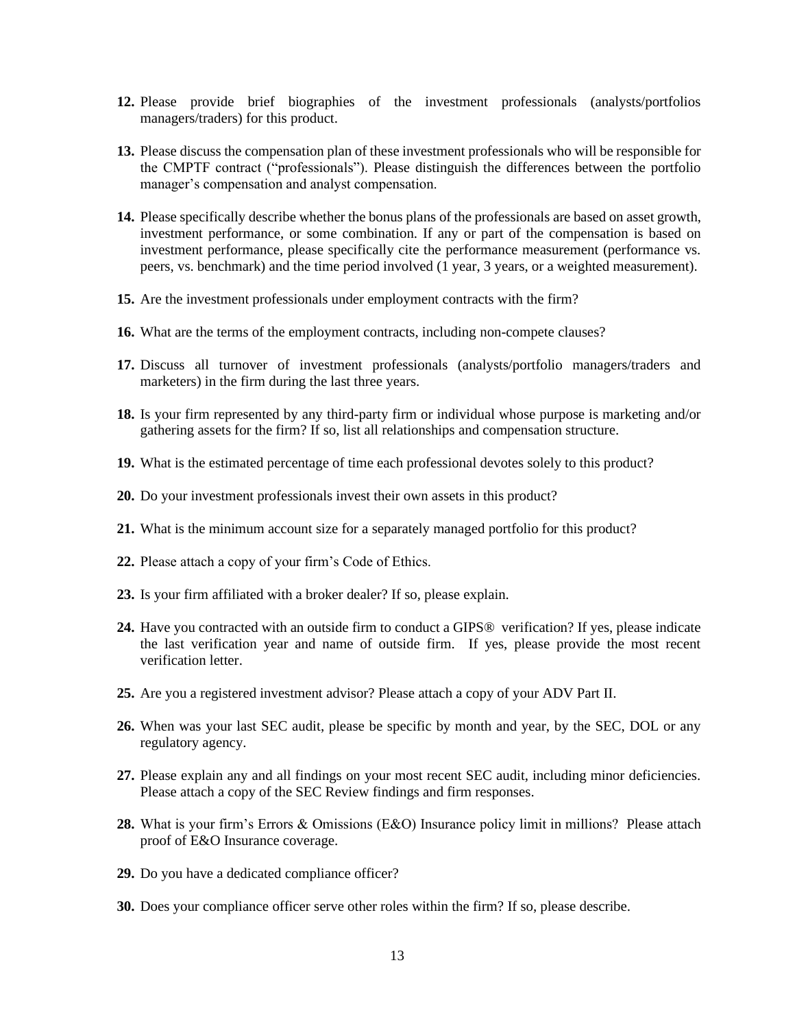**12.** Please provide brief biographies of the investment professionals (analysts/portfolios managers/traders) for this product.

**13.** Please discuss the compensation plan of these investment professionals who will be responsible for the CMPTF contract ("professionals"). Please distinguish the differences between the portfolio manager's compensation and analyst compensation.

**14.** Please specifically describe whether the bonus plans of the professionals are based on asset growth, investment performance, or some combination. If any or part of the compensation is based on investment performance, please specifically cite the performance measurement (performance vs. peers, vs. benchmark) and the time period involved (1 year, 3 years, or a weighted measurement).

**15.** Are the investment professionals under employment contracts with the firm?

**16.** What are the terms of the employment contracts, including non-compete clauses?

**17.** Discuss all turnover of investment professionals (analysts/portfolio managers/traders and marketers) in the firm during the last three years.

**18.** Is your firm represented by any third-party firm or individual whose purpose is marketing and/or gathering assets for the firm? If so, list all relationships and compensation structure.

**19.** What is the estimated percentage of time each professional devotes solely to this product?

**20.** Do your investment professionals invest their own assets in this product?

**21.** What is the minimum account size for a separately managed portfolio for this product?

**22.** Please attach a copy of your firm's Code of Ethics.

**23.** Is your firm affiliated with a broker dealer? If so, please explain.

**24.** Have you contracted with an outside firm to conduct a GIPS® verification? If yes, please indicate the last verification year and name of outside firm. If yes, please provide the most recent verification letter.

**25.** Are you a registered investment advisor? Please attach a copy of your ADV Part II.

**26.** When was your last SEC audit, please be specific by month and year, by the SEC, DOL or any regulatory agency.

**27.** Please explain any and all findings on your most recent SEC audit, including minor deficiencies. Please attach a copy of the SEC Review findings and firm responses.

**28.** What is your firm's Errors & Omissions (E&O) Insurance policy limit in millions? Please attach proof of E&O Insurance coverage.

**29.** Do you have a dedicated compliance officer?

**30.** Does your compliance officer serve other roles within the firm? If so, please describe.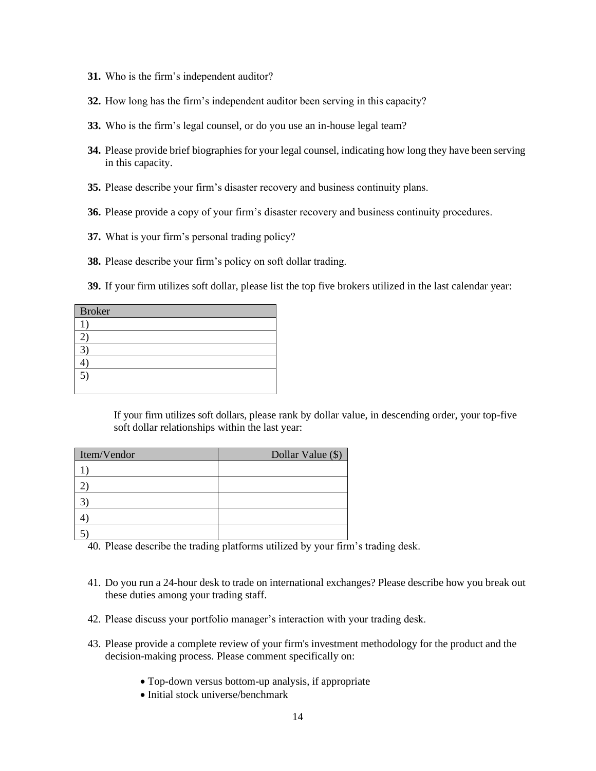**31.** Who is the firm's independent auditor?

**32.** How long has the firm's independent auditor been serving in this capacity?

**33.** Who is the firm's legal counsel, or do you use an in-house legal team?

**34.** Please provide brief biographies for your legal counsel, indicating how long they have been serving in this capacity.

**35.** Please describe your firm's disaster recovery and business continuity plans.

**36.** Please provide a copy of your firm's disaster recovery and business continuity procedures.

**37.** What is your firm's personal trading policy?

**38.** Please describe your firm's policy on soft dollar trading.

**39.** If your firm utilizes soft dollar, please list the top five brokers utilized in the last calendar year:

| Broker |
| --- |
| 1) |
| 2) |
| 3) |
| 4) |
| 5) |

If your firm utilizes soft dollars, please rank by dollar value, in descending order, your top-five soft dollar relationships within the last year:

| Item/Vendor | Dollar Value ($) |
| --- | --- |
| 1) | |
| 2) | |
| 3) | |
| 4) | |
| 5) | |

40. Please describe the trading platforms utilized by your firm's trading desk.

41. Do you run a 24-hour desk to trade on international exchanges? Please describe how you break out these duties among your trading staff.

42. Please discuss your portfolio manager's interaction with your trading desk.

43. Please provide a complete review of your firm's investment methodology for the product and the decision-making process. Please comment specifically on:

- Top-down versus bottom-up analysis, if appropriate
- Initial stock universe/benchmark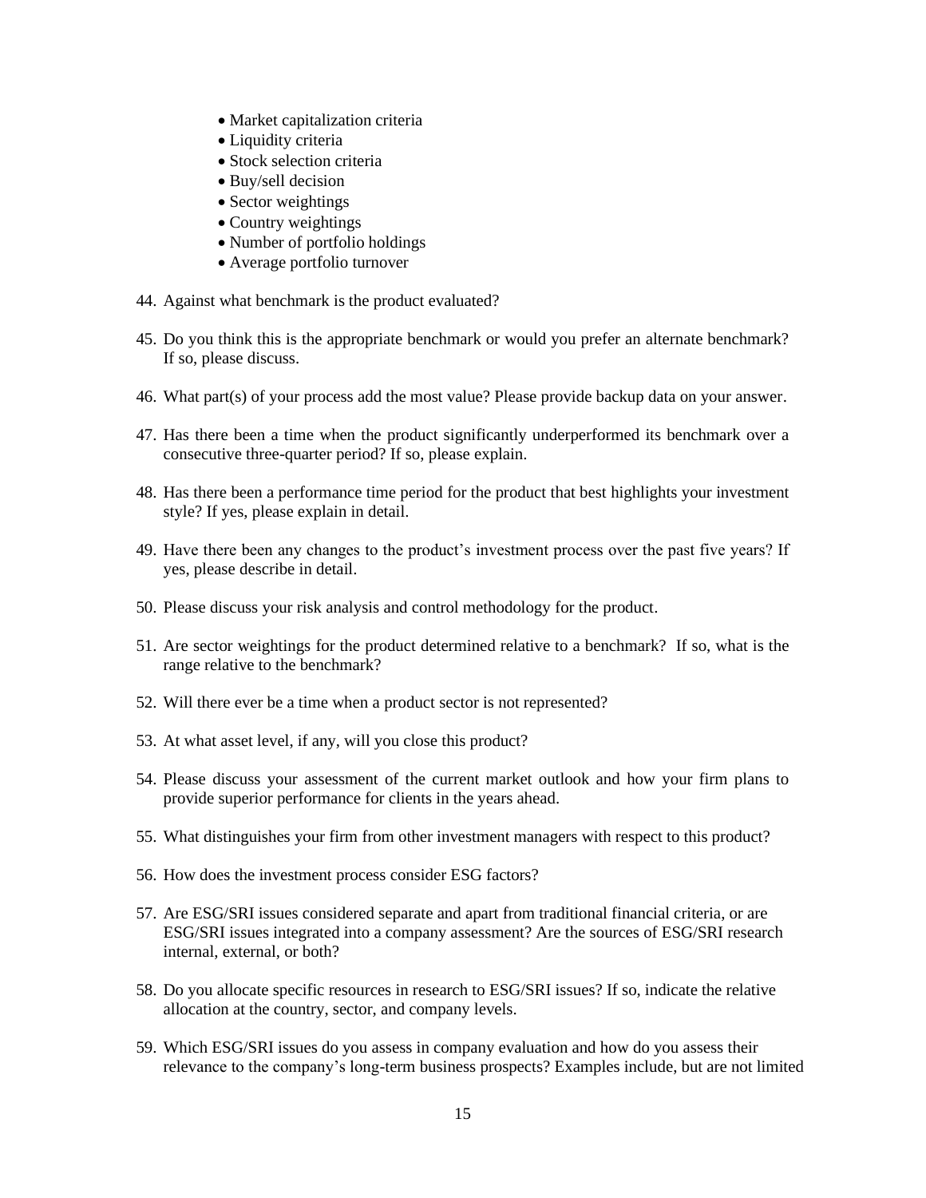- Market capitalization criteria
- Liquidity criteria
- Stock selection criteria
- Buy/sell decision
- Sector weightings
- Country weightings
- Number of portfolio holdings
- Average portfolio turnover

44. Against what benchmark is the product evaluated?

45. Do you think this is the appropriate benchmark or would you prefer an alternate benchmark? If so, please discuss.

46. What part(s) of your process add the most value? Please provide backup data on your answer.

47. Has there been a time when the product significantly underperformed its benchmark over a consecutive three-quarter period? If so, please explain.

48. Has there been a performance time period for the product that best highlights your investment style? If yes, please explain in detail.

49. Have there been any changes to the product's investment process over the past five years? If yes, please describe in detail.

50. Please discuss your risk analysis and control methodology for the product.

51. Are sector weightings for the product determined relative to a benchmark? If so, what is the range relative to the benchmark?

52. Will there ever be a time when a product sector is not represented?

53. At what asset level, if any, will you close this product?

54. Please discuss your assessment of the current market outlook and how your firm plans to provide superior performance for clients in the years ahead.

55. What distinguishes your firm from other investment managers with respect to this product?

56. How does the investment process consider ESG factors?

57. Are ESG/SRI issues considered separate and apart from traditional financial criteria, or are ESG/SRI issues integrated into a company assessment? Are the sources of ESG/SRI research internal, external, or both?

58. Do you allocate specific resources in research to ESG/SRI issues? If so, indicate the relative allocation at the country, sector, and company levels.

59. Which ESG/SRI issues do you assess in company evaluation and how do you assess their relevance to the company's long-term business prospects? Examples include, but are not limited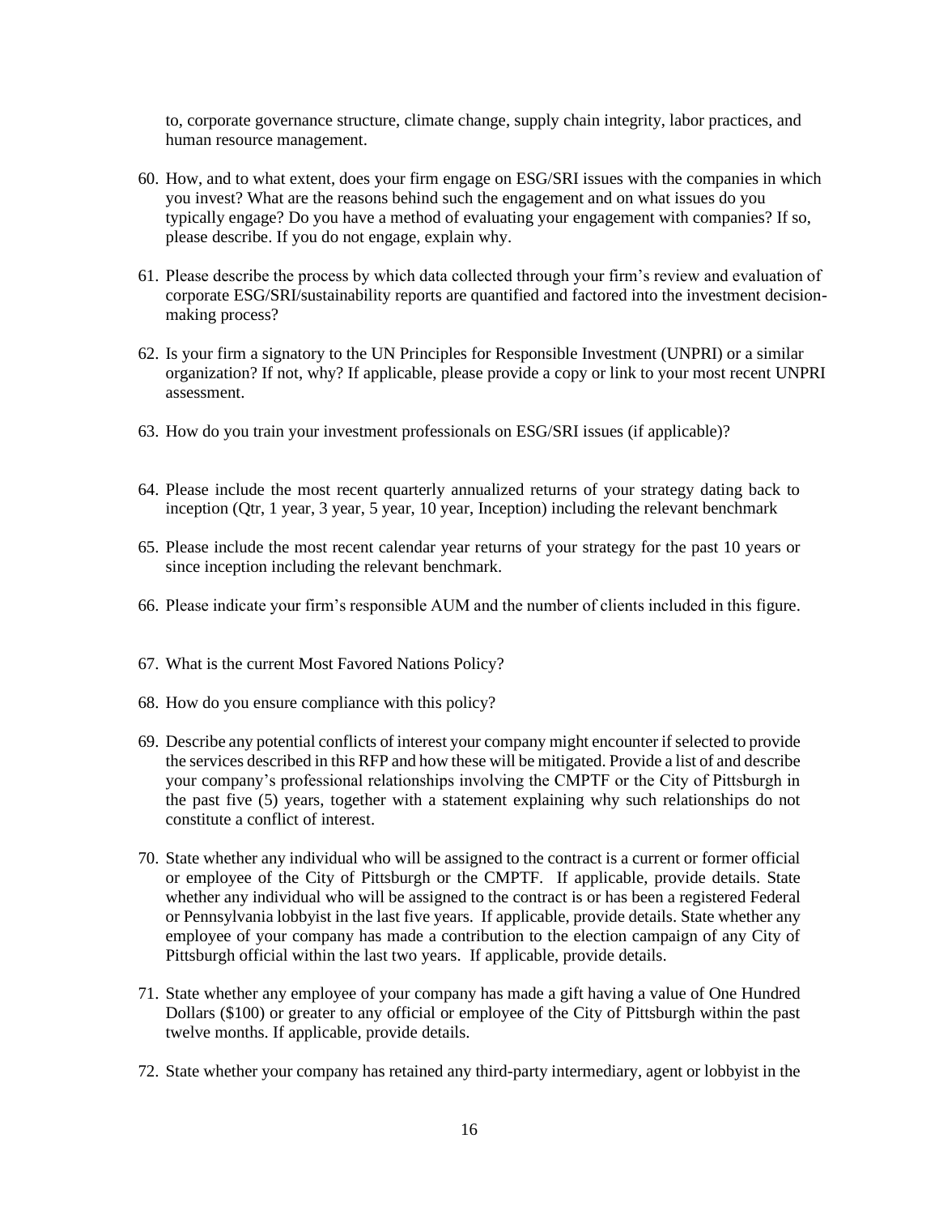to, corporate governance structure, climate change, supply chain integrity, labor practices, and human resource management.

60. How, and to what extent, does your firm engage on ESG/SRI issues with the companies in which you invest? What are the reasons behind such the engagement and on what issues do you typically engage? Do you have a method of evaluating your engagement with companies? If so, please describe. If you do not engage, explain why.

61. Please describe the process by which data collected through your firm's review and evaluation of corporate ESG/SRI/sustainability reports are quantified and factored into the investment decision-making process?

62. Is your firm a signatory to the UN Principles for Responsible Investment (UNPRI) or a similar organization? If not, why? If applicable, please provide a copy or link to your most recent UNPRI assessment.

63. How do you train your investment professionals on ESG/SRI issues (if applicable)?

64. Please include the most recent quarterly annualized returns of your strategy dating back to inception (Qtr, 1 year, 3 year, 5 year, 10 year, Inception) including the relevant benchmark

65. Please include the most recent calendar year returns of your strategy for the past 10 years or since inception including the relevant benchmark.

66. Please indicate your firm's responsible AUM and the number of clients included in this figure.

67. What is the current Most Favored Nations Policy?

68. How do you ensure compliance with this policy?

69. Describe any potential conflicts of interest your company might encounter if selected to provide the services described in this RFP and how these will be mitigated. Provide a list of and describe your company's professional relationships involving the CMPTF or the City of Pittsburgh in the past five (5) years, together with a statement explaining why such relationships do not constitute a conflict of interest.

70. State whether any individual who will be assigned to the contract is a current or former official or employee of the City of Pittsburgh or the CMPTF. If applicable, provide details. State whether any individual who will be assigned to the contract is or has been a registered Federal or Pennsylvania lobbyist in the last five years. If applicable, provide details. State whether any employee of your company has made a contribution to the election campaign of any City of Pittsburgh official within the last two years. If applicable, provide details.

71. State whether any employee of your company has made a gift having a value of One Hundred Dollars ($100) or greater to any official or employee of the City of Pittsburgh within the past twelve months. If applicable, provide details.

72. State whether your company has retained any third-party intermediary, agent or lobbyist in the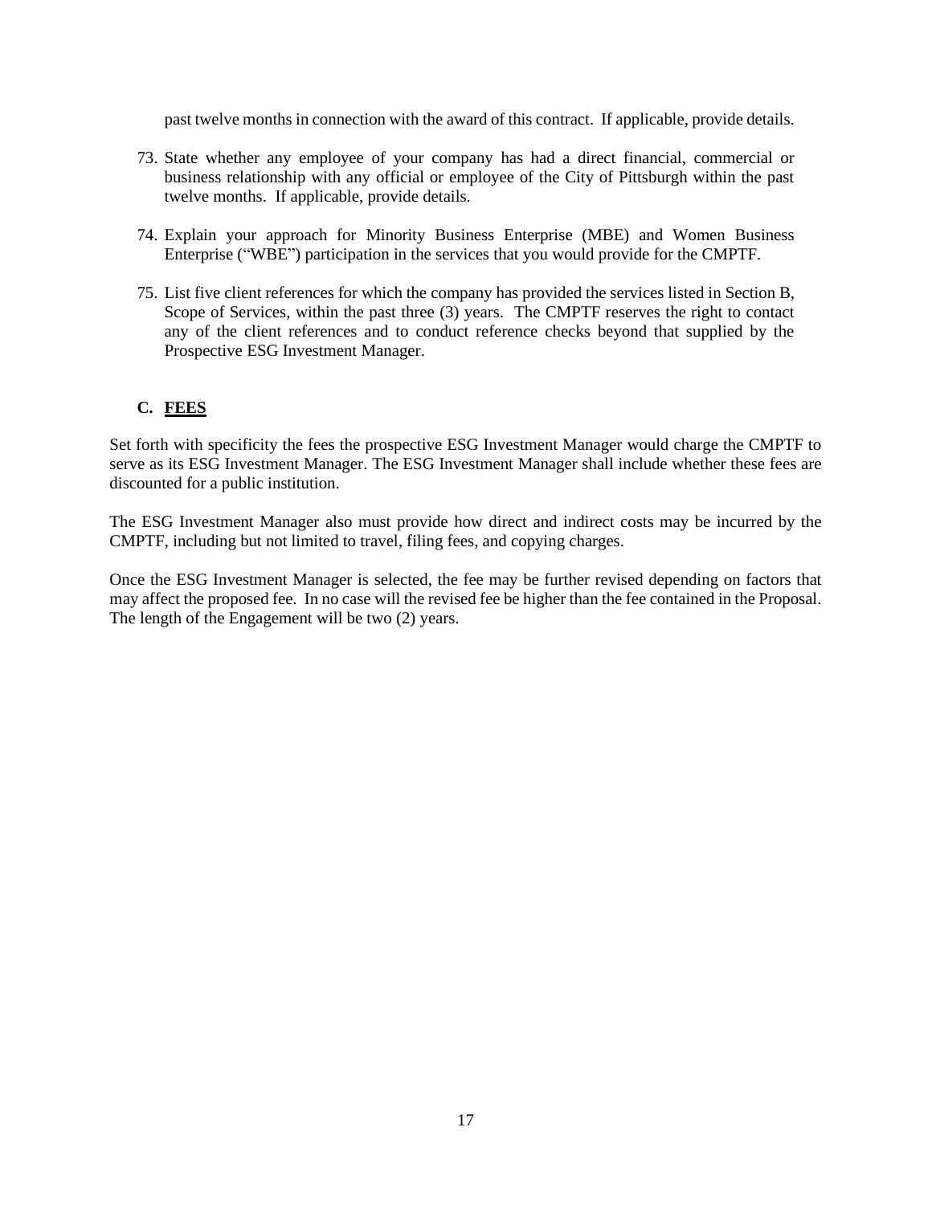past twelve months in connection with the award of this contract. If applicable, provide details.

73. State whether any employee of your company has had a direct financial, commercial or business relationship with any official or employee of the City of Pittsburgh within the past twelve months. If applicable, provide details.

74. Explain your approach for Minority Business Enterprise (MBE) and Women Business Enterprise ("WBE") participation in the services that you would provide for the CMPTF.

75. List five client references for which the company has provided the services listed in Section B, Scope of Services, within the past three (3) years. The CMPTF reserves the right to contact any of the client references and to conduct reference checks beyond that supplied by the Prospective ESG Investment Manager.

## C. FEES

Set forth with specificity the fees the prospective ESG Investment Manager would charge the CMPTF to serve as its ESG Investment Manager. The ESG Investment Manager shall include whether these fees are discounted for a public institution.

The ESG Investment Manager also must provide how direct and indirect costs may be incurred by the CMPTF, including but not limited to travel, filing fees, and copying charges.

Once the ESG Investment Manager is selected, the fee may be further revised depending on factors that may affect the proposed fee. In no case will the revised fee be higher than the fee contained in the Proposal. The length of the Engagement will be two (2) years.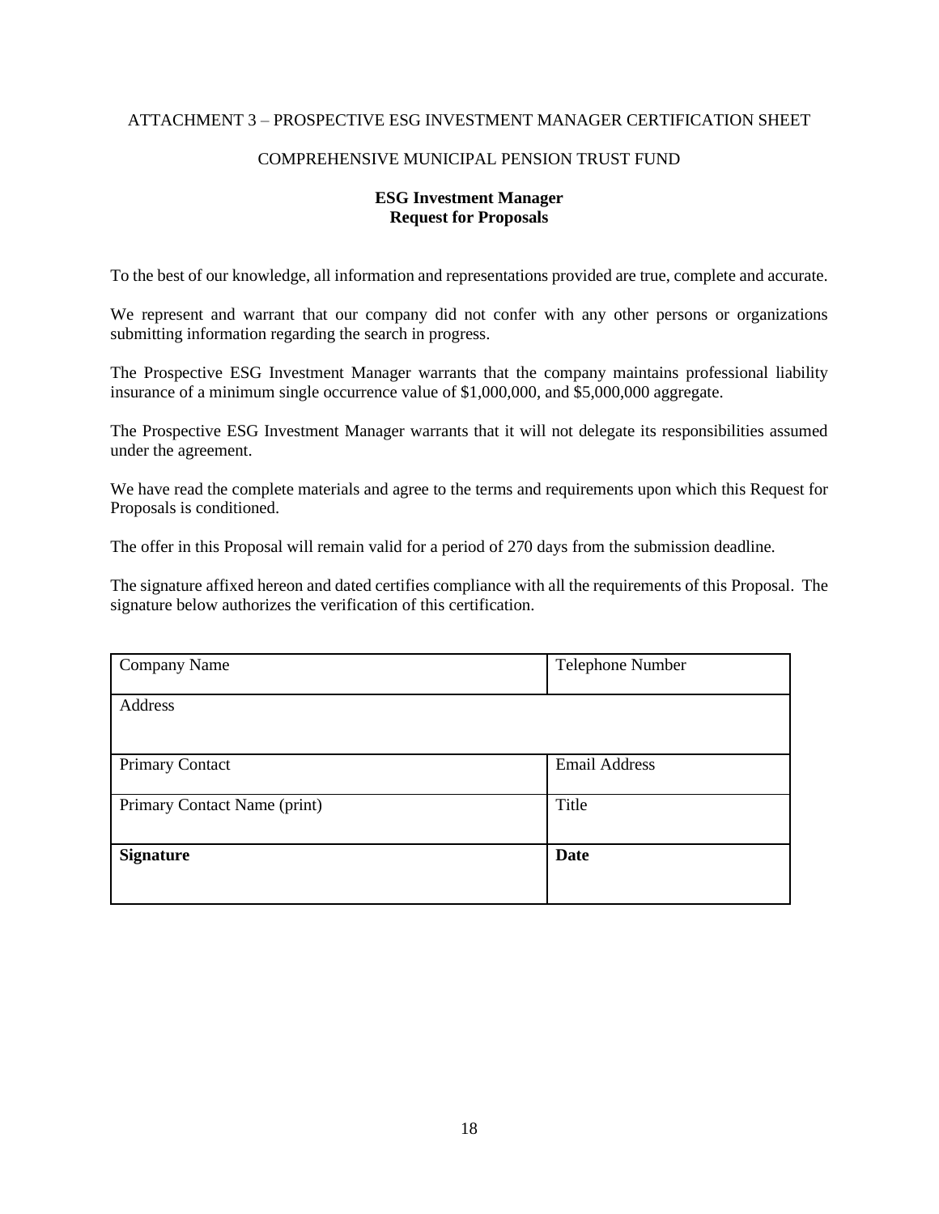ATTACHMENT 3 – PROSPECTIVE ESG INVESTMENT MANAGER CERTIFICATION SHEET

COMPREHENSIVE MUNICIPAL PENSION TRUST FUND

**ESG Investment Manager**
**Request for Proposals**

To the best of our knowledge, all information and representations provided are true, complete and accurate.

We represent and warrant that our company did not confer with any other persons or organizations submitting information regarding the search in progress.

The Prospective ESG Investment Manager warrants that the company maintains professional liability insurance of a minimum single occurrence value of $1,000,000, and $5,000,000 aggregate.

The Prospective ESG Investment Manager warrants that it will not delegate its responsibilities assumed under the agreement.

We have read the complete materials and agree to the terms and requirements upon which this Request for Proposals is conditioned.

The offer in this Proposal will remain valid for a period of 270 days from the submission deadline.

The signature affixed hereon and dated certifies compliance with all the requirements of this Proposal. The signature below authorizes the verification of this certification.

| | |
|---|---|
| Company Name | Telephone Number |
| Address | |
| Primary Contact | Email Address |
| Primary Contact Name (print) | Title |
| **Signature** | **Date** |